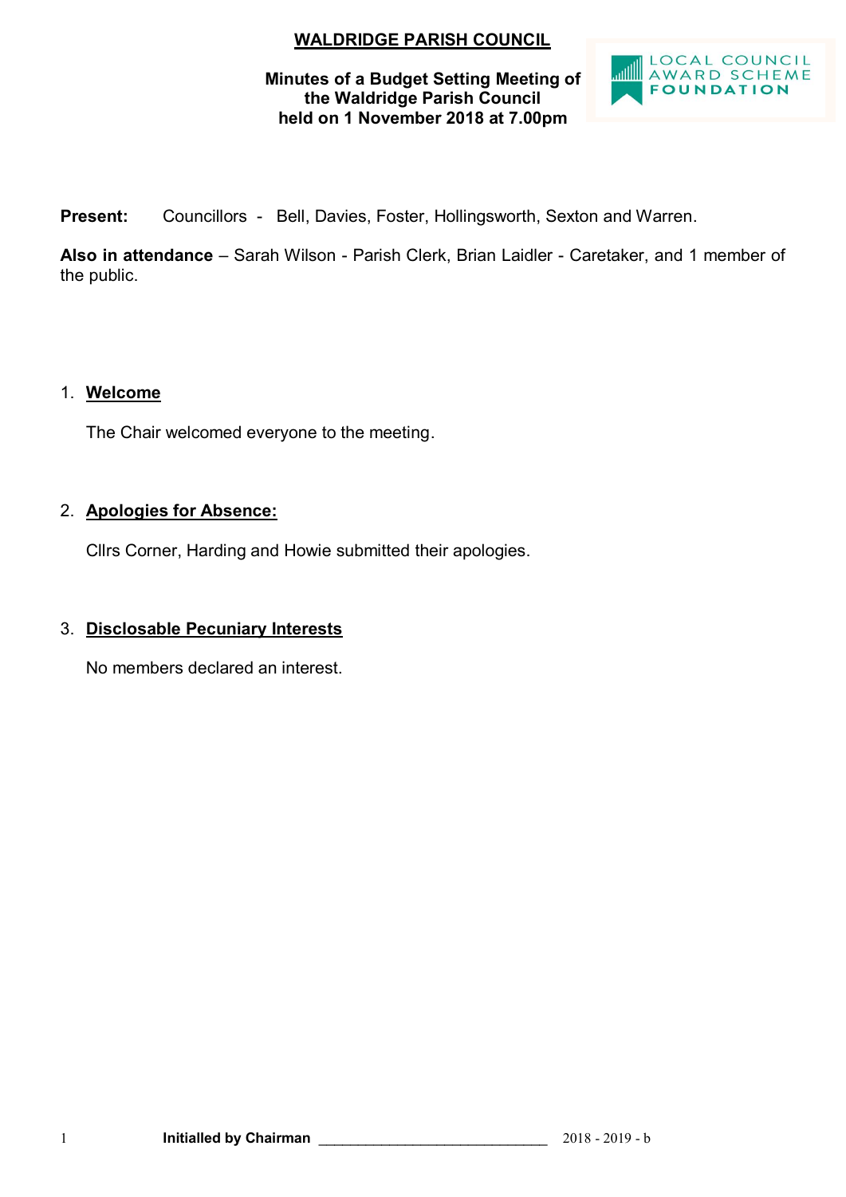# WALDRIDGE PARISH COUNCIL

**Minutes of a Budget Setting Meeting of the Waldridge Parish Council held on 1 November 2018 at 7.00pm**

**Present:** Councillors - Bell, Davies, Foster, Hollingsworth, Sexton and Warren.

**Also in attendance** – Sarah Wilson - Parish Clerk, Brian Laidler - Caretaker, and 1 member of the public.

1. **Welcome**

   The Chair welcomed everyone to the meeting.

2. **Apologies for Absence:**

   Cllrs Corner, Harding and Howie submitted their apologies.

3. **Disclosable Pecuniary Interests**

   No members declared an interest.

Initialled by Chairman ______________________________ 2018 - 2019 - b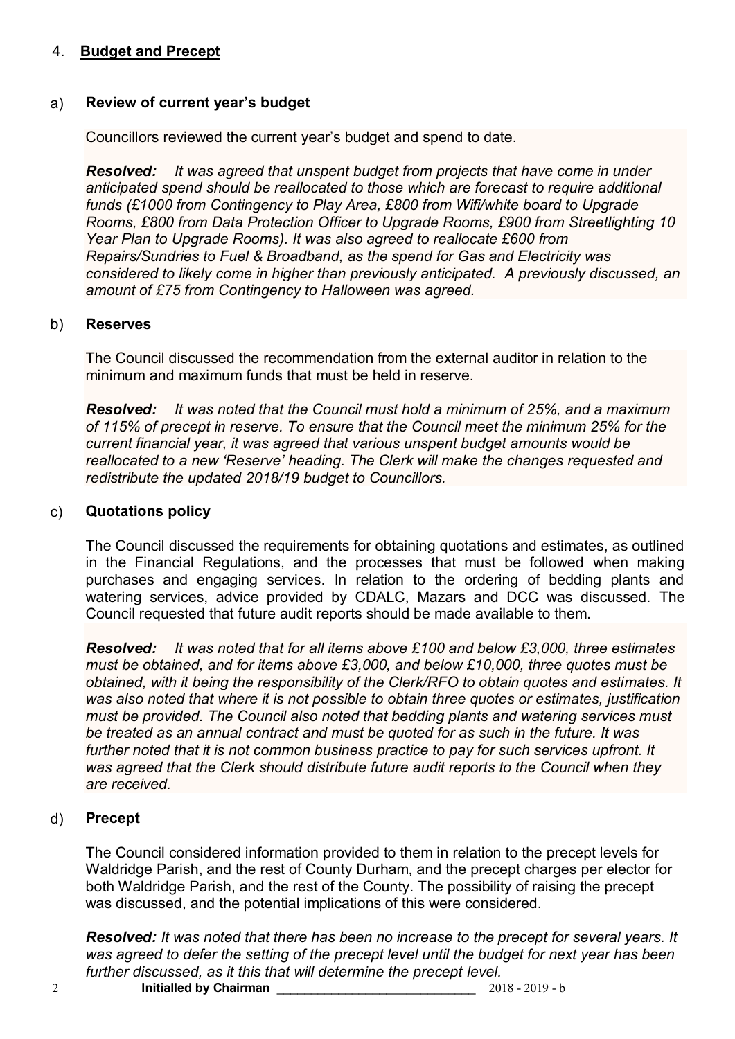## 4. **Budget and Precept**

### a) **Review of current year's budget**

Councillors reviewed the current year's budget and spend to date.

***Resolved:*** *It was agreed that unspent budget from projects that have come in under anticipated spend should be reallocated to those which are forecast to require additional funds (£1000 from Contingency to Play Area, £800 from Wifi/white board to Upgrade Rooms, £800 from Data Protection Officer to Upgrade Rooms, £900 from Streetlighting 10 Year Plan to Upgrade Rooms). It was also agreed to reallocate £600 from Repairs/Sundries to Fuel & Broadband, as the spend for Gas and Electricity was considered to likely come in higher than previously anticipated. A previously discussed, an amount of £75 from Contingency to Halloween was agreed.*

### b) **Reserves**

The Council discussed the recommendation from the external auditor in relation to the minimum and maximum funds that must be held in reserve.

***Resolved:*** *It was noted that the Council must hold a minimum of 25%, and a maximum of 115% of precept in reserve. To ensure that the Council meet the minimum 25% for the current financial year, it was agreed that various unspent budget amounts would be reallocated to a new 'Reserve' heading. The Clerk will make the changes requested and redistribute the updated 2018/19 budget to Councillors.*

### c) **Quotations policy**

The Council discussed the requirements for obtaining quotations and estimates, as outlined in the Financial Regulations, and the processes that must be followed when making purchases and engaging services. In relation to the ordering of bedding plants and watering services, advice provided by CDALC, Mazars and DCC was discussed. The Council requested that future audit reports should be made available to them.

***Resolved:*** *It was noted that for all items above £100 and below £3,000, three estimates must be obtained, and for items above £3,000, and below £10,000, three quotes must be obtained, with it being the responsibility of the Clerk/RFO to obtain quotes and estimates. It was also noted that where it is not possible to obtain three quotes or estimates, justification must be provided. The Council also noted that bedding plants and watering services must be treated as an annual contract and must be quoted for as such in the future. It was further noted that it is not common business practice to pay for such services upfront. It was agreed that the Clerk should distribute future audit reports to the Council when they are received.*

### d) **Precept**

The Council considered information provided to them in relation to the precept levels for Waldridge Parish, and the rest of County Durham, and the precept charges per elector for both Waldridge Parish, and the rest of the County. The possibility of raising the precept was discussed, and the potential implications of this were considered.

***Resolved:*** *It was noted that there has been no increase to the precept for several years. It was agreed to defer the setting of the precept level until the budget for next year has been further discussed, as it this that will determine the precept level.*

**Initialled by Chairman** ____________________________ 2018 - 2019 - b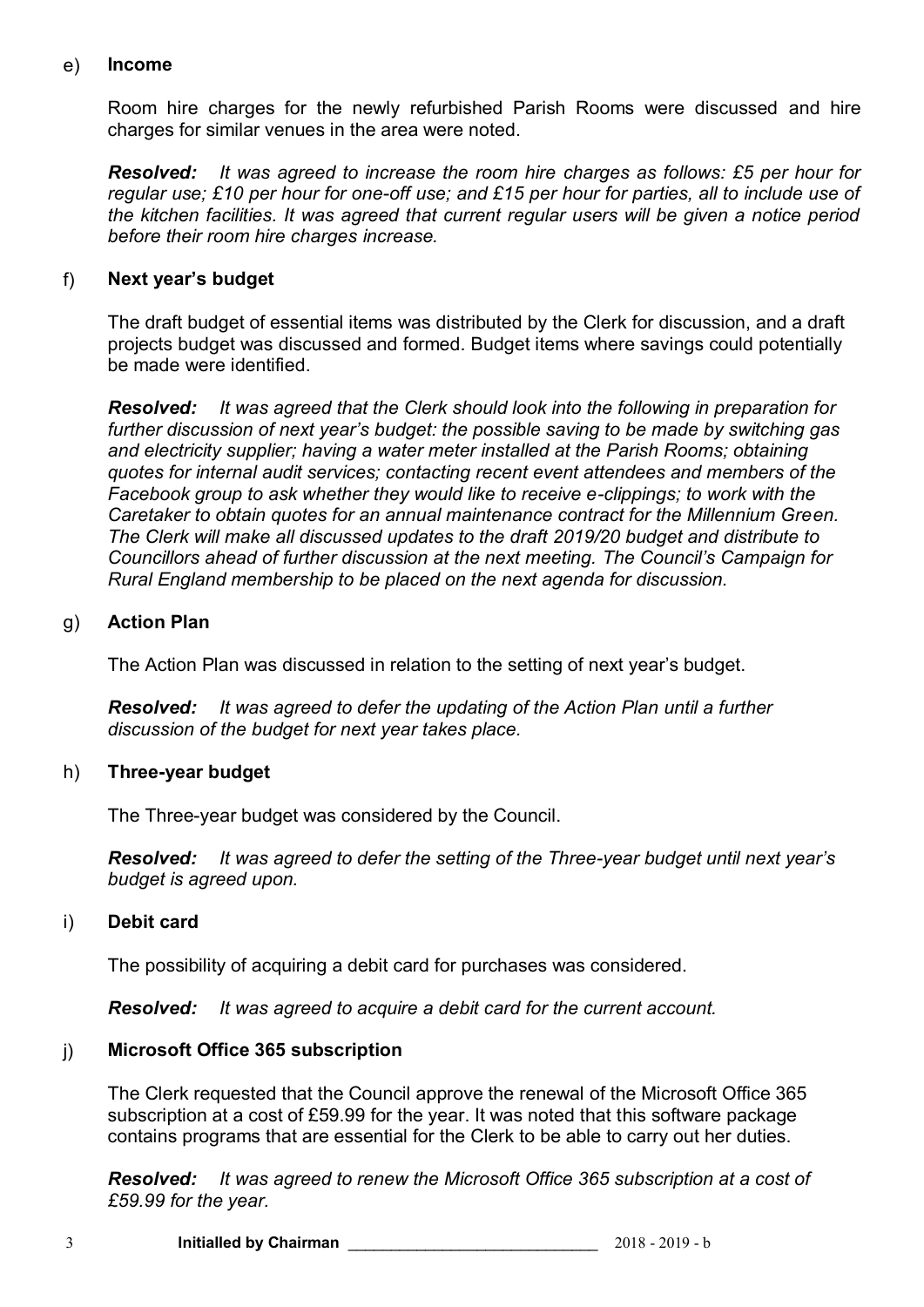e) **Income**

Room hire charges for the newly refurbished Parish Rooms were discussed and hire charges for similar venues in the area were noted.

***Resolved:*** *It was agreed to increase the room hire charges as follows: £5 per hour for regular use; £10 per hour for one-off use; and £15 per hour for parties, all to include use of the kitchen facilities. It was agreed that current regular users will be given a notice period before their room hire charges increase.*

f) **Next year's budget**

The draft budget of essential items was distributed by the Clerk for discussion, and a draft projects budget was discussed and formed. Budget items where savings could potentially be made were identified.

***Resolved:*** *It was agreed that the Clerk should look into the following in preparation for further discussion of next year's budget: the possible saving to be made by switching gas and electricity supplier; having a water meter installed at the Parish Rooms; obtaining quotes for internal audit services; contacting recent event attendees and members of the Facebook group to ask whether they would like to receive e-clippings; to work with the Caretaker to obtain quotes for an annual maintenance contract for the Millennium Green. The Clerk will make all discussed updates to the draft 2019/20 budget and distribute to Councillors ahead of further discussion at the next meeting. The Council's Campaign for Rural England membership to be placed on the next agenda for discussion.*

g) **Action Plan**

The Action Plan was discussed in relation to the setting of next year's budget.

***Resolved:*** *It was agreed to defer the updating of the Action Plan until a further discussion of the budget for next year takes place.*

h) **Three-year budget**

The Three-year budget was considered by the Council.

***Resolved:*** *It was agreed to defer the setting of the Three-year budget until next year's budget is agreed upon.*

i) **Debit card**

The possibility of acquiring a debit card for purchases was considered.

***Resolved:*** *It was agreed to acquire a debit card for the current account.*

j) **Microsoft Office 365 subscription**

The Clerk requested that the Council approve the renewal of the Microsoft Office 365 subscription at a cost of £59.99 for the year. It was noted that this software package contains programs that are essential for the Clerk to be able to carry out her duties.

***Resolved:*** *It was agreed to renew the Microsoft Office 365 subscription at a cost of £59.99 for the year.*

**Initialled by Chairman** ____________________________ 2018 - 2019 - b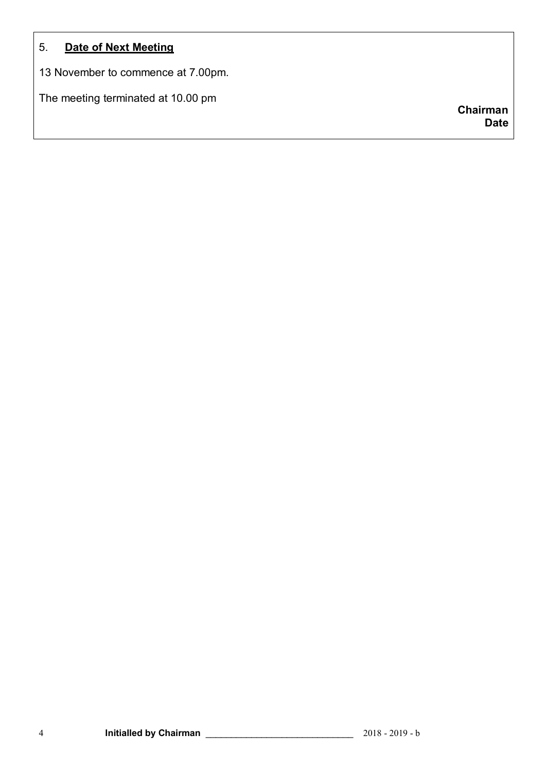## 5. **Date of Next Meeting**

13 November to commence at 7.00pm.

The meeting terminated at 10.00 pm

**Chairman**
**Date**

**Initialled by Chairman** ______________________________ 2018 - 2019 - b